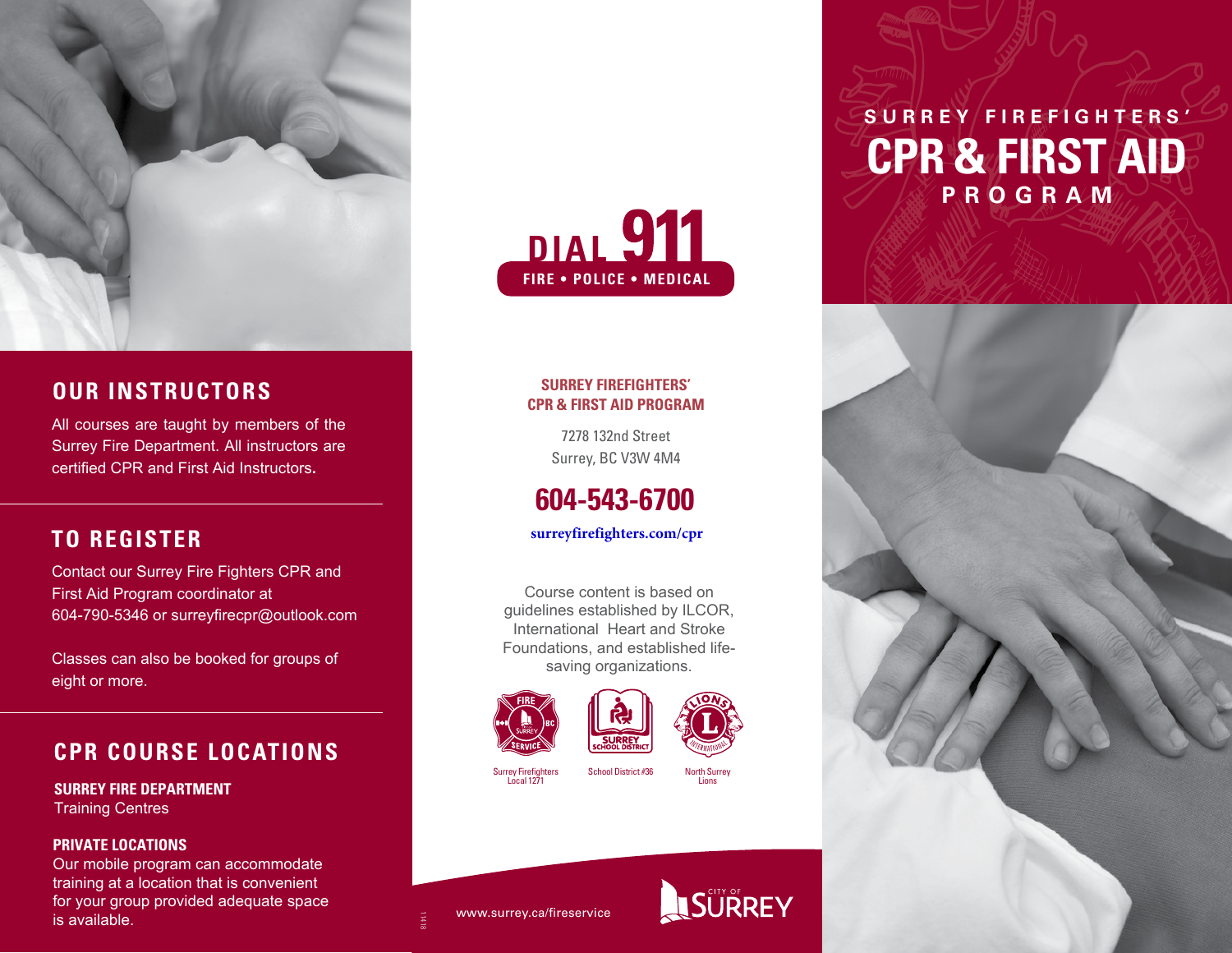# SURREY FIREFIGHTERS' CPR & FIRST AID PROGRAM

## OUR INSTRUCTORS

All courses are taught by members of the Surrey Fire Department. All instructors are certified CPR and First Aid Instructors.

## TO REGISTER

Contact our Surrey Fire Fighters CPR and First Aid Program coordinator at 604-790-5346 or surreyfirecpr@outlook.com

Classes can also be booked for groups of eight or more.

## CPR COURSE LOCATIONS

**SURREY FIRE DEPARTMENT**
Training Centres

**PRIVATE LOCATIONS**
Our mobile program can accommodate training at a location that is convenient for your group provided adequate space is available.

**DIAL 911**
FIRE • POLICE • MEDICAL

**SURREY FIREFIGHTERS' CPR & FIRST AID PROGRAM**

7278 132nd Street
Surrey, BC V3W 4M4

**604-543-6700**

surreyfirefighters.com/cpr

Course content is based on guidelines established by ILCOR, International Heart and Stroke Foundations, and established life-saving organizations.

Surrey Firefighters Local 1271 | School District #36 | North Surrey Lions

www.surrey.ca/fireservice

CITY OF SURREY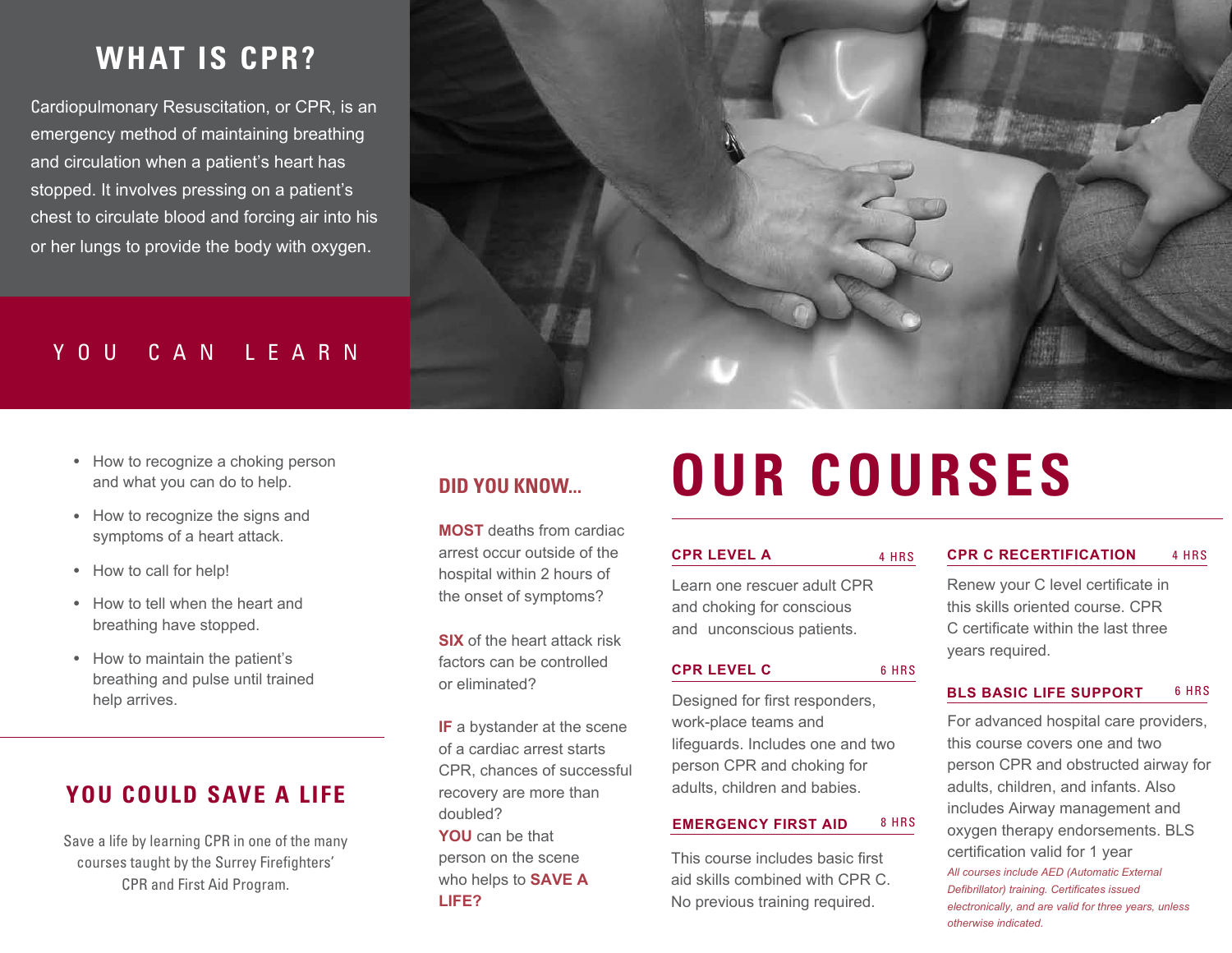# WHAT IS CPR?

Cardiopulmonary Resuscitation, or CPR, is an emergency method of maintaining breathing and circulation when a patient's heart has stopped. It involves pressing on a patient's chest to circulate blood and forcing air into his or her lungs to provide the body with oxygen.

## YOU CAN LEARN

- How to recognize a choking person and what you can do to help.
- How to recognize the signs and symptoms of a heart attack.
- How to call for help!
- How to tell when the heart and breathing have stopped.
- How to maintain the patient's breathing and pulse until trained help arrives.

## YOU COULD SAVE A LIFE

Save a life by learning CPR in one of the many courses taught by the Surrey Firefighters' CPR and First Aid Program.

## DID YOU KNOW...

**MOST** deaths from cardiac arrest occur outside of the hospital within 2 hours of the onset of symptoms?

**SIX** of the heart attack risk factors can be controlled or eliminated?

**IF** a bystander at the scene of a cardiac arrest starts CPR, chances of successful recovery are more than doubled?

**YOU** can be that person on the scene who helps to **SAVE A LIFE?**

# OUR COURSES

### CPR LEVEL A — 4 HRS

Learn one rescuer adult CPR and choking for conscious and unconscious patients.

### CPR LEVEL C — 6 HRS

Designed for first responders, work-place teams and lifeguards. Includes one and two person CPR and choking for adults, children and babies.

### EMERGENCY FIRST AID — 8 HRS

This course includes basic first aid skills combined with CPR C. No previous training required.

### CPR C RECERTIFICATION — 4 HRS

Renew your C level certificate in this skills oriented course. CPR C certificate within the last three years required.

### BLS BASIC LIFE SUPPORT — 6 HRS

For advanced hospital care providers, this course covers one and two person CPR and obstructed airway for adults, children, and infants. Also includes Airway management and oxygen therapy endorsements. BLS certification valid for 1 year

*All courses include AED (Automatic External Defibrillator) training. Certificates issued electronically, and are valid for three years, unless otherwise indicated.*